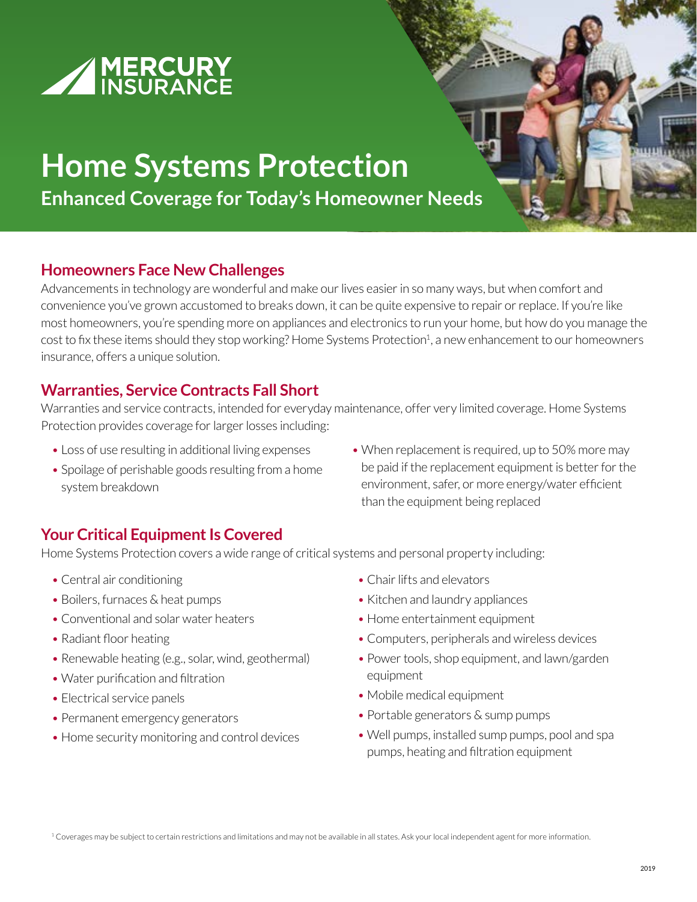MERCURY INSURANCE

# Home Systems Protection

## Enhanced Coverage for Today's Homeowner Needs

### Homeowners Face New Challenges

Advancements in technology are wonderful and make our lives easier in so many ways, but when comfort and convenience you've grown accustomed to breaks down, it can be quite expensive to repair or replace. If you're like most homeowners, you're spending more on appliances and electronics to run your home, but how do you manage the cost to fix these items should they stop working? Home Systems Protection[1], a new enhancement to our homeowners insurance, offers a unique solution.

### Warranties, Service Contracts Fall Short

Warranties and service contracts, intended for everyday maintenance, offer very limited coverage. Home Systems Protection provides coverage for larger losses including:

- Loss of use resulting in additional living expenses
- Spoilage of perishable goods resulting from a home system breakdown
- When replacement is required, up to 50% more may be paid if the replacement equipment is better for the environment, safer, or more energy/water efficient than the equipment being replaced

### Your Critical Equipment Is Covered

Home Systems Protection covers a wide range of critical systems and personal property including:

- Central air conditioning
- Boilers, furnaces & heat pumps
- Conventional and solar water heaters
- Radiant floor heating
- Renewable heating (e.g., solar, wind, geothermal)
- Water purification and filtration
- Electrical service panels
- Permanent emergency generators
- Home security monitoring and control devices
- Chair lifts and elevators
- Kitchen and laundry appliances
- Home entertainment equipment
- Computers, peripherals and wireless devices
- Power tools, shop equipment, and lawn/garden equipment
- Mobile medical equipment
- Portable generators & sump pumps
- Well pumps, installed sump pumps, pool and spa pumps, heating and filtration equipment

[1] Coverages may be subject to certain restrictions and limitations and may not be available in all states. Ask your local independent agent for more information.

2019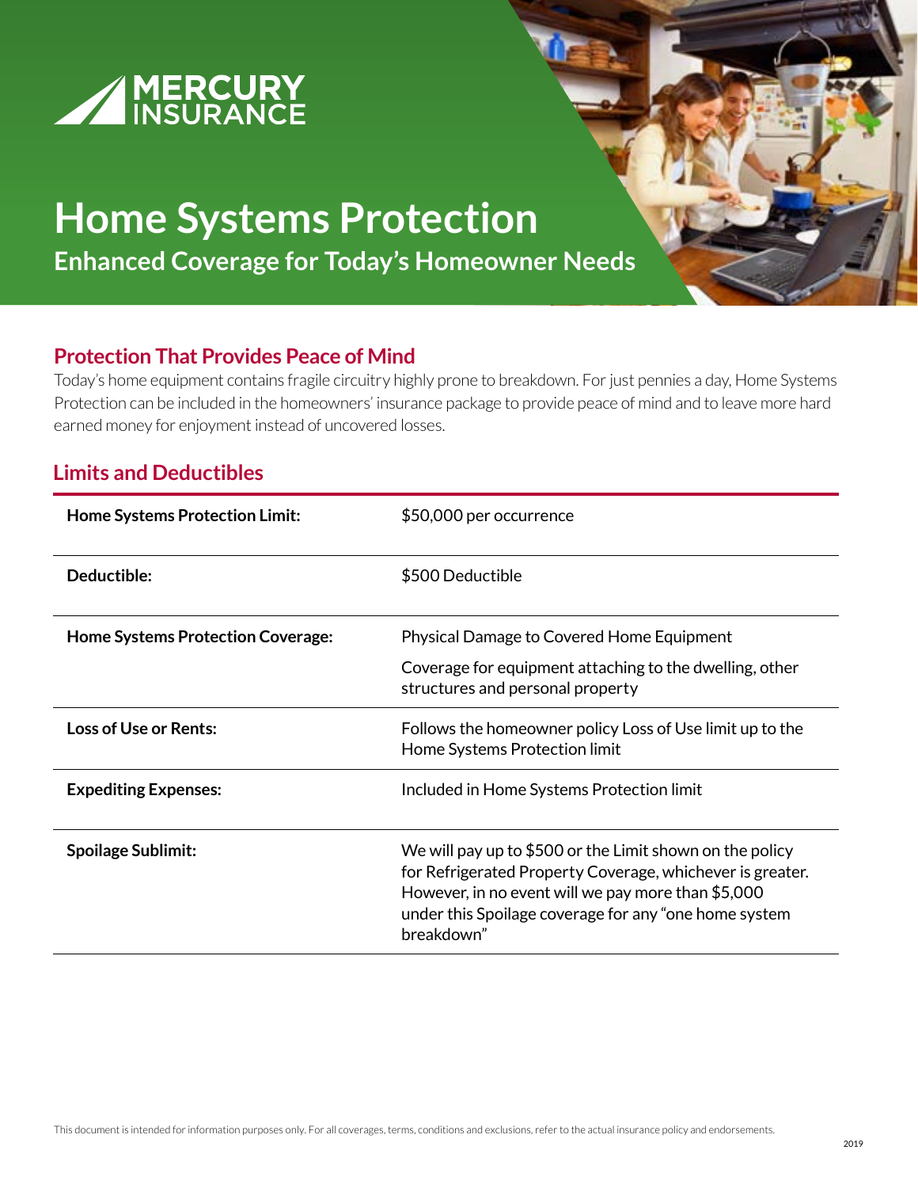MERCURY INSURANCE

# Home Systems Protection

**Enhanced Coverage for Today's Homeowner Needs**

## Protection That Provides Peace of Mind

Today's home equipment contains fragile circuitry highly prone to breakdown. For just pennies a day, Home Systems Protection can be included in the homeowners' insurance package to provide peace of mind and to leave more hard earned money for enjoyment instead of uncovered losses.

## Limits and Deductibles

| | |
|---|---|
| **Home Systems Protection Limit:** | $50,000 per occurrence |
| **Deductible:** | $500 Deductible |
| **Home Systems Protection Coverage:** | Physical Damage to Covered Home Equipment<br>Coverage for equipment attaching to the dwelling, other structures and personal property |
| **Loss of Use or Rents:** | Follows the homeowner policy Loss of Use limit up to the Home Systems Protection limit |
| **Expediting Expenses:** | Included in Home Systems Protection limit |
| **Spoilage Sublimit:** | We will pay up to $500 or the Limit shown on the policy for Refrigerated Property Coverage, whichever is greater. However, in no event will we pay more than $5,000 under this Spoilage coverage for any "one home system breakdown" |

This document is intended for information purposes only. For all coverages, terms, conditions and exclusions, refer to the actual insurance policy and endorsements.

2019